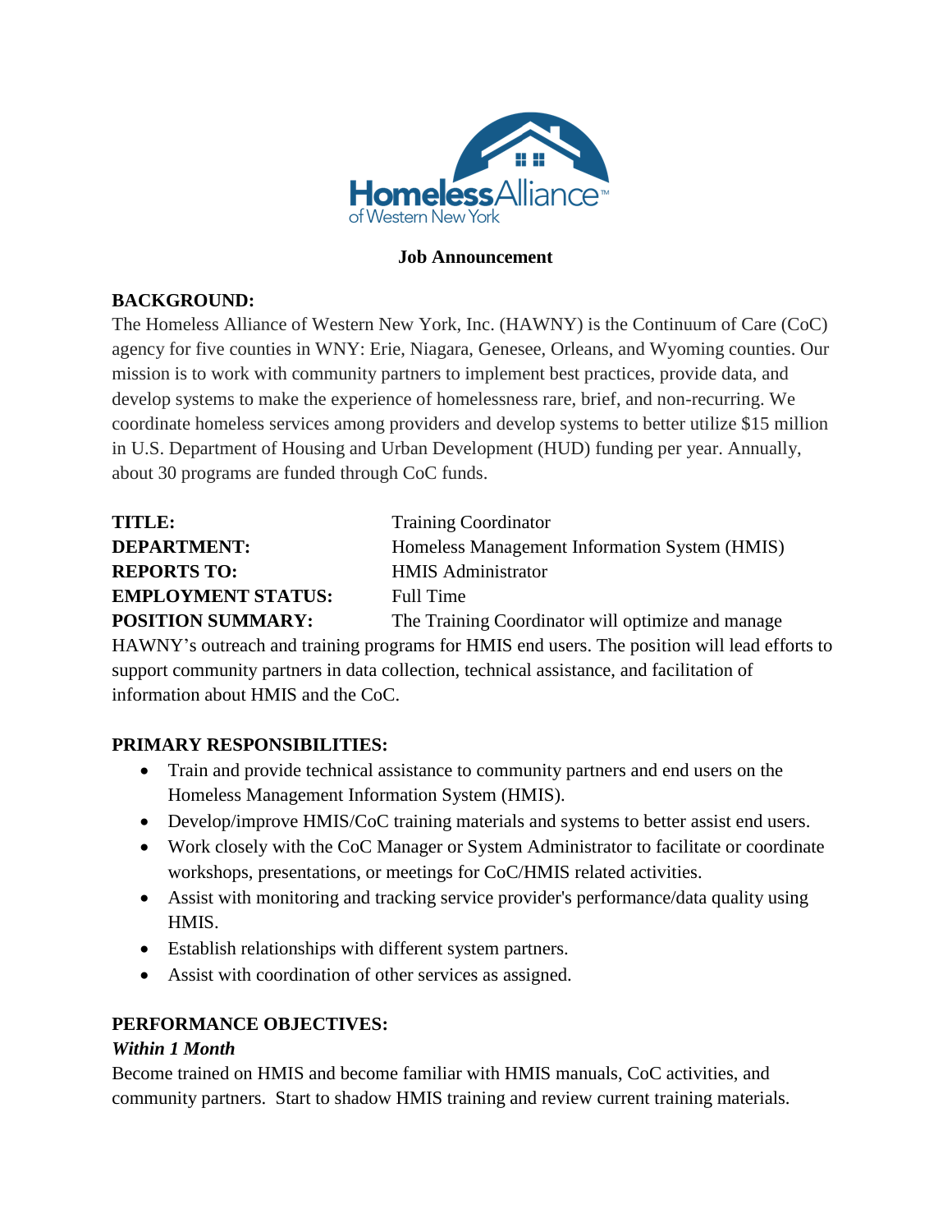**Job Announcement**

**BACKGROUND:**
The Homeless Alliance of Western New York, Inc. (HAWNY) is the Continuum of Care (CoC) agency for five counties in WNY: Erie, Niagara, Genesee, Orleans, and Wyoming counties. Our mission is to work with community partners to implement best practices, provide data, and develop systems to make the experience of homelessness rare, brief, and non-recurring. We coordinate homeless services among providers and develop systems to better utilize $15 million in U.S. Department of Housing and Urban Development (HUD) funding per year. Annually, about 30 programs are funded through CoC funds.

**TITLE:** Training Coordinator
**DEPARTMENT:** Homeless Management Information System (HMIS)
**REPORTS TO:** HMIS Administrator
**EMPLOYMENT STATUS:** Full Time
**POSITION SUMMARY:** The Training Coordinator will optimize and manage HAWNY's outreach and training programs for HMIS end users. The position will lead efforts to support community partners in data collection, technical assistance, and facilitation of information about HMIS and the CoC.

**PRIMARY RESPONSIBILITIES:**

- Train and provide technical assistance to community partners and end users on the Homeless Management Information System (HMIS).
- Develop/improve HMIS/CoC training materials and systems to better assist end users.
- Work closely with the CoC Manager or System Administrator to facilitate or coordinate workshops, presentations, or meetings for CoC/HMIS related activities.
- Assist with monitoring and tracking service provider's performance/data quality using HMIS.
- Establish relationships with different system partners.
- Assist with coordination of other services as assigned.

**PERFORMANCE OBJECTIVES:**

***Within 1 Month***
Become trained on HMIS and become familiar with HMIS manuals, CoC activities, and community partners. Start to shadow HMIS training and review current training materials.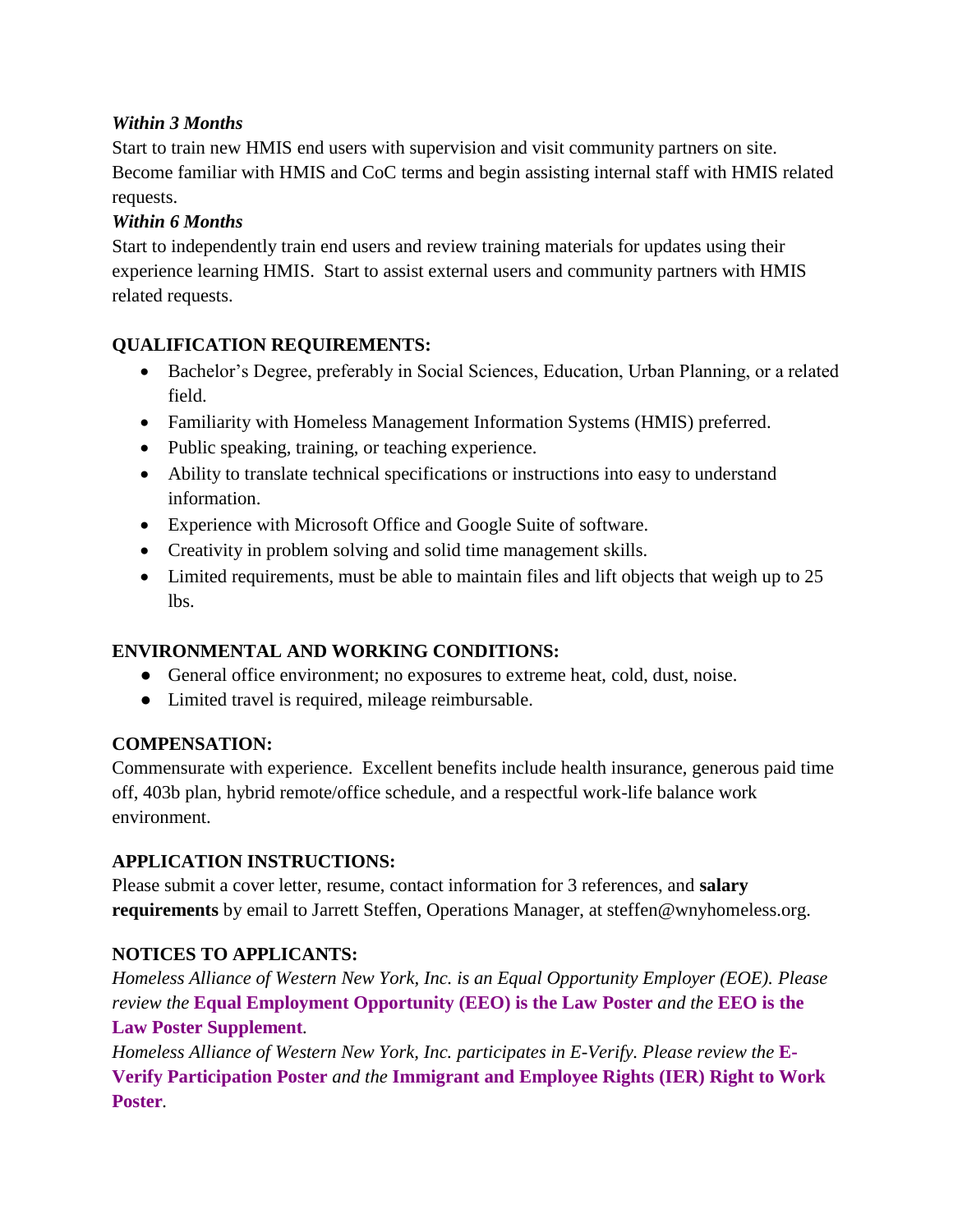***Within 3 Months***

Start to train new HMIS end users with supervision and visit community partners on site. Become familiar with HMIS and CoC terms and begin assisting internal staff with HMIS related requests.

***Within 6 Months***

Start to independently train end users and review training materials for updates using their experience learning HMIS. Start to assist external users and community partners with HMIS related requests.

## QUALIFICATION REQUIREMENTS:

- Bachelor's Degree, preferably in Social Sciences, Education, Urban Planning, or a related field.
- Familiarity with Homeless Management Information Systems (HMIS) preferred.
- Public speaking, training, or teaching experience.
- Ability to translate technical specifications or instructions into easy to understand information.
- Experience with Microsoft Office and Google Suite of software.
- Creativity in problem solving and solid time management skills.
- Limited requirements, must be able to maintain files and lift objects that weigh up to 25 lbs.

## ENVIRONMENTAL AND WORKING CONDITIONS:

- General office environment; no exposures to extreme heat, cold, dust, noise.
- Limited travel is required, mileage reimbursable.

## COMPENSATION:

Commensurate with experience. Excellent benefits include health insurance, generous paid time off, 403b plan, hybrid remote/office schedule, and a respectful work-life balance work environment.

## APPLICATION INSTRUCTIONS:

Please submit a cover letter, resume, contact information for 3 references, and **salary requirements** by email to Jarrett Steffen, Operations Manager, at steffen@wnyhomeless.org.

## NOTICES TO APPLICANTS:

*Homeless Alliance of Western New York, Inc. is an Equal Opportunity Employer (EOE). Please review the* **Equal Employment Opportunity (EEO) is the Law Poster** *and the* **EEO is the Law Poster Supplement***.*

*Homeless Alliance of Western New York, Inc. participates in E-Verify. Please review the* **E-Verify Participation Poster** *and the* **Immigrant and Employee Rights (IER) Right to Work Poster***.*